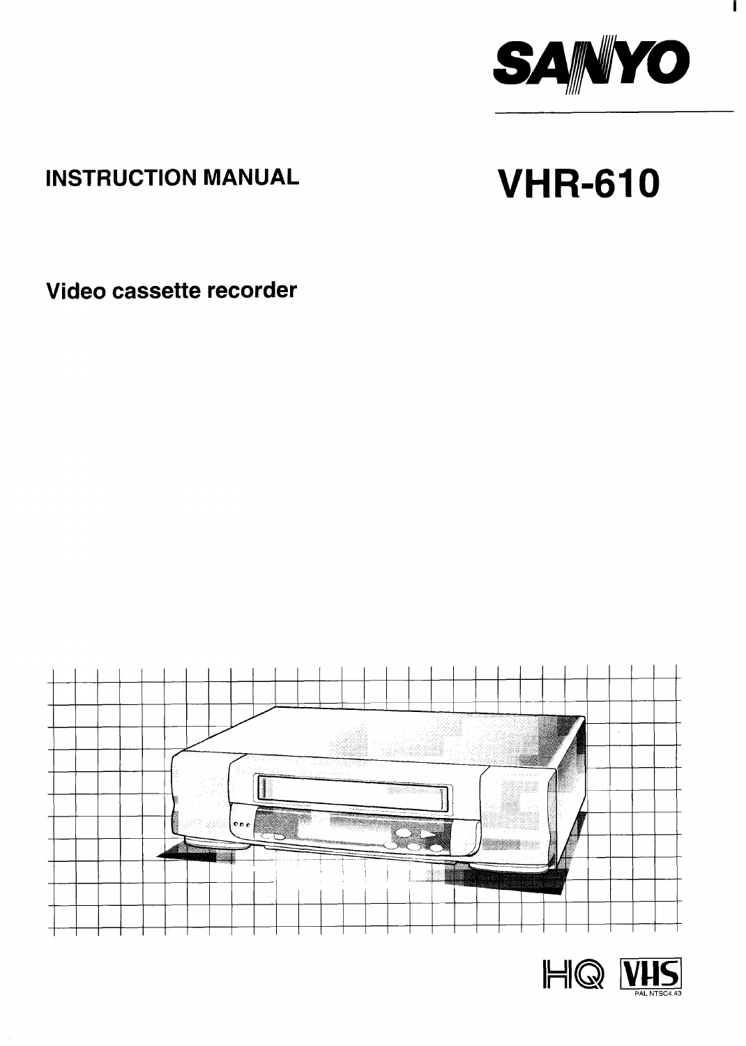SANYO

INSTRUCTION MANUAL

# VHR-610

## Video cassette recorder

HQ VHS

PAL NTSC4.43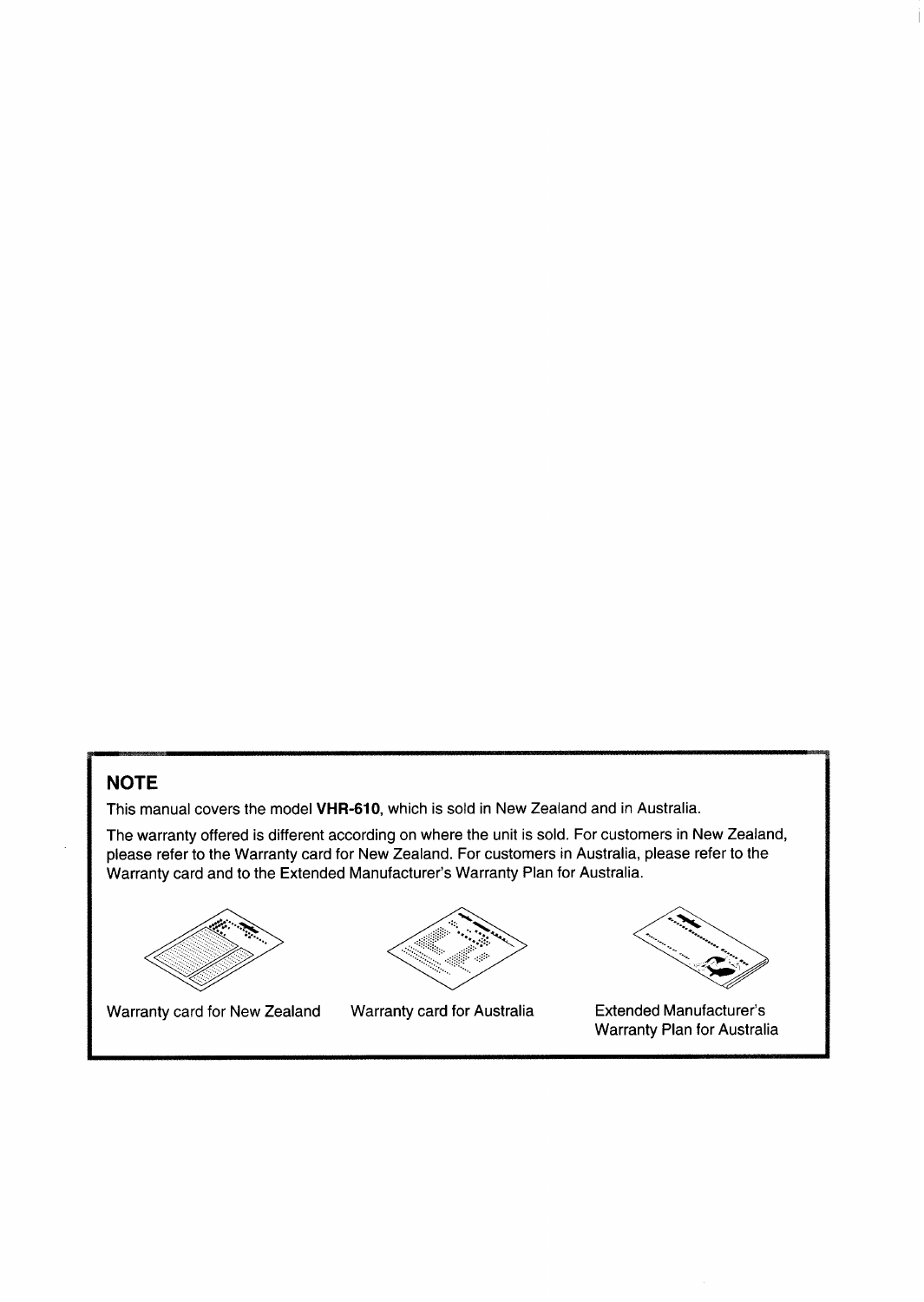## NOTE

This manual covers the model **VHR-610**, which is sold in New Zealand and in Australia.

The warranty offered is different according on where the unit is sold. For customers in New Zealand, please refer to the Warranty card for New Zealand. For customers in Australia, please refer to the Warranty card and to the Extended Manufacturer's Warranty Plan for Australia.

Warranty card for New Zealand

Warranty card for Australia

Extended Manufacturer's Warranty Plan for Australia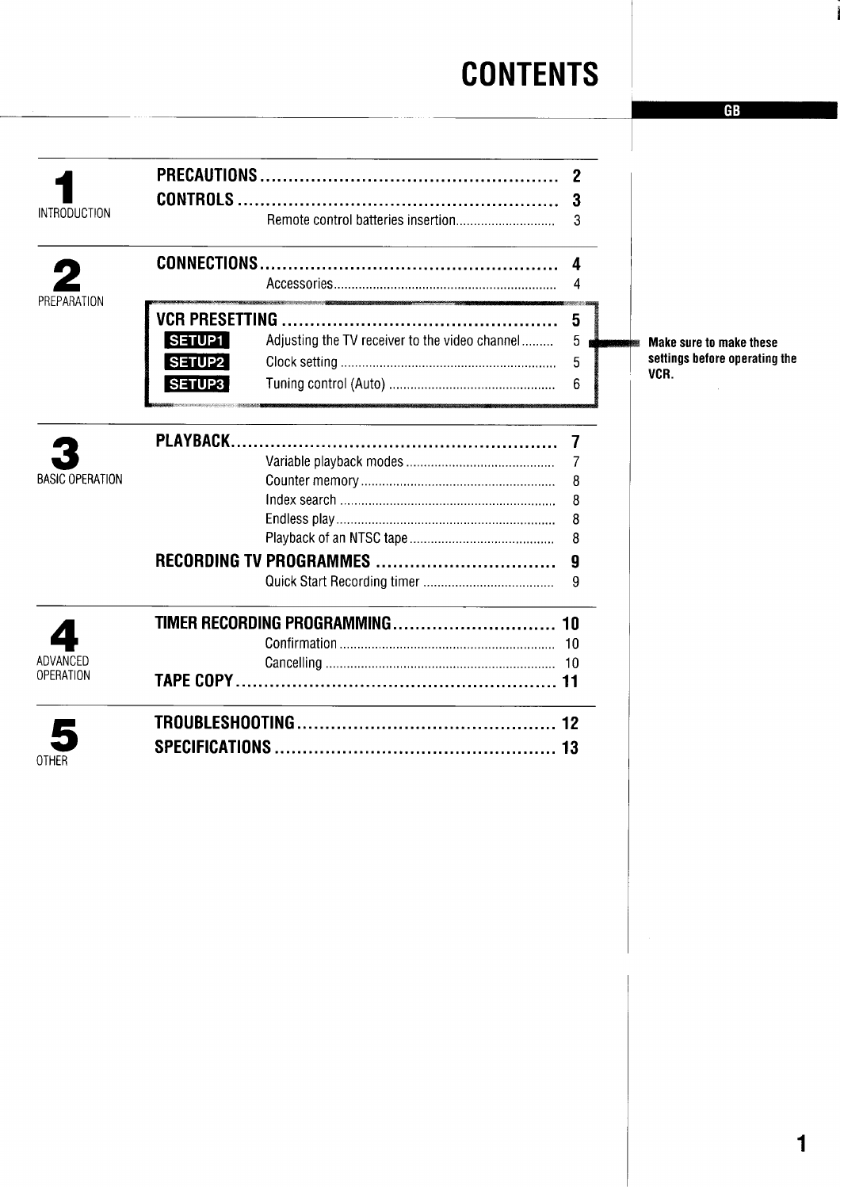# CONTENTS

GB

## 1 INTRODUCTION

**PRECAUTIONS** .......... 2

**CONTROLS** .......... 3

- Remote control batteries insertion .......... 3

## 2 PREPARATION

**CONNECTIONS** .......... 4

- Accessories .......... 4

**VCR PRESETTING** .......... 5

- SETUP1 Adjusting the TV receiver to the video channel .......... 5
- SETUP2 Clock setting .......... 5
- SETUP3 Tuning control (Auto) .......... 6

**Make sure to make these settings before operating the VCR.**

## 3 BASIC OPERATION

**PLAYBACK** .......... 7

- Variable playback modes .......... 7
- Counter memory .......... 8
- Index search .......... 8
- Endless play .......... 8
- Playback of an NTSC tape .......... 8

**RECORDING TV PROGRAMMES** .......... 9

- Quick Start Recording timer .......... 9

## 4 ADVANCED OPERATION

**TIMER RECORDING PROGRAMMING** .......... 10

- Confirmation .......... 10
- Cancelling .......... 10

**TAPE COPY** .......... 11

## 5 OTHER

**TROUBLESHOOTING** .......... 12

**SPECIFICATIONS** .......... 13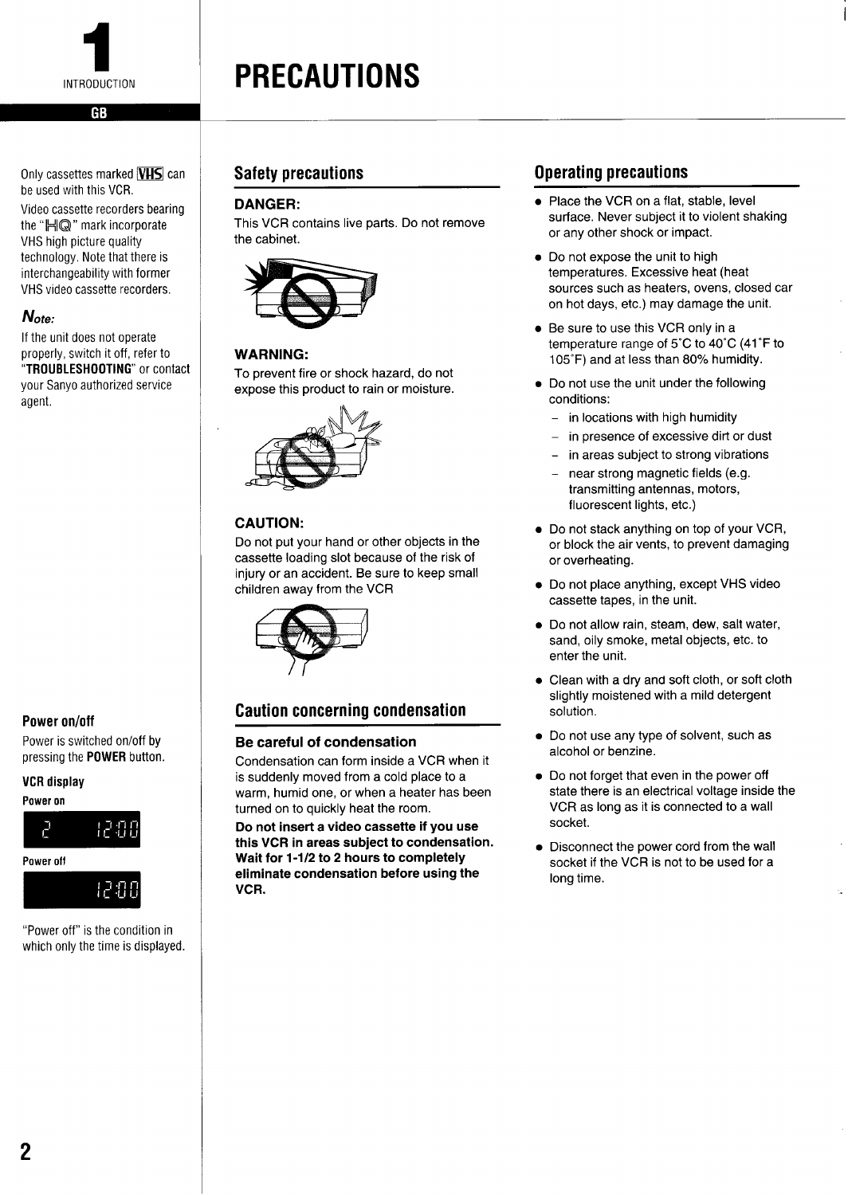# PRECAUTIONS

Only cassettes marked VHS can be used with this VCR.

Video cassette recorders bearing the "HQ" mark incorporate VHS high picture quality technology. Note that there is interchangeability with former VHS video cassette recorders.

***Note:***

If the unit does not operate properly, switch it off, refer to "**TROUBLESHOOTING**" or contact your Sanyo authorized service agent.

## Safety precautions

### DANGER:

This VCR contains live parts. Do not remove the cabinet.

### WARNING:

To prevent fire or shock hazard, do not expose this product to rain or moisture.

### CAUTION:

Do not put your hand or other objects in the cassette loading slot because of the risk of injury or an accident. Be sure to keep small children away from the VCR

## Caution concerning condensation

### Be careful of condensation

Condensation can form inside a VCR when it is suddenly moved from a cold place to a warm, humid one, or when a heater has been turned on to quickly heat the room.

**Do not insert a video cassette if you use this VCR in areas subject to condensation. Wait for 1-1/2 to 2 hours to completely eliminate condensation before using the VCR.**

## Operating precautions

- Place the VCR on a flat, stable, level surface. Never subject it to violent shaking or any other shock or impact.
- Do not expose the unit to high temperatures. Excessive heat (heat sources such as heaters, ovens, closed car on hot days, etc.) may damage the unit.
- Be sure to use this VCR only in a temperature range of 5˚C to 40˚C (41˚F to 105˚F) and at less than 80% humidity.
- Do not use the unit under the following conditions:
  - in locations with high humidity
  - in presence of excessive dirt or dust
  - in areas subject to strong vibrations
  - near strong magnetic fields (e.g. transmitting antennas, motors, fluorescent lights, etc.)
- Do not stack anything on top of your VCR, or block the air vents, to prevent damaging or overheating.
- Do not place anything, except VHS video cassette tapes, in the unit.
- Do not allow rain, steam, dew, salt water, sand, oily smoke, metal objects, etc. to enter the unit.
- Clean with a dry and soft cloth, or soft cloth slightly moistened with a mild detergent solution.
- Do not use any type of solvent, such as alcohol or benzine.
- Do not forget that even in the power off state there is an electrical voltage inside the VCR as long as it is connected to a wall socket.
- Disconnect the power cord from the wall socket if the VCR is not to be used for a long time.

### Power on/off

Power is switched on/off by pressing the **POWER** button.

### VCR display

**Power on**

2 12:00

**Power off**

12:00

"Power off" is the condition in which only the time is displayed.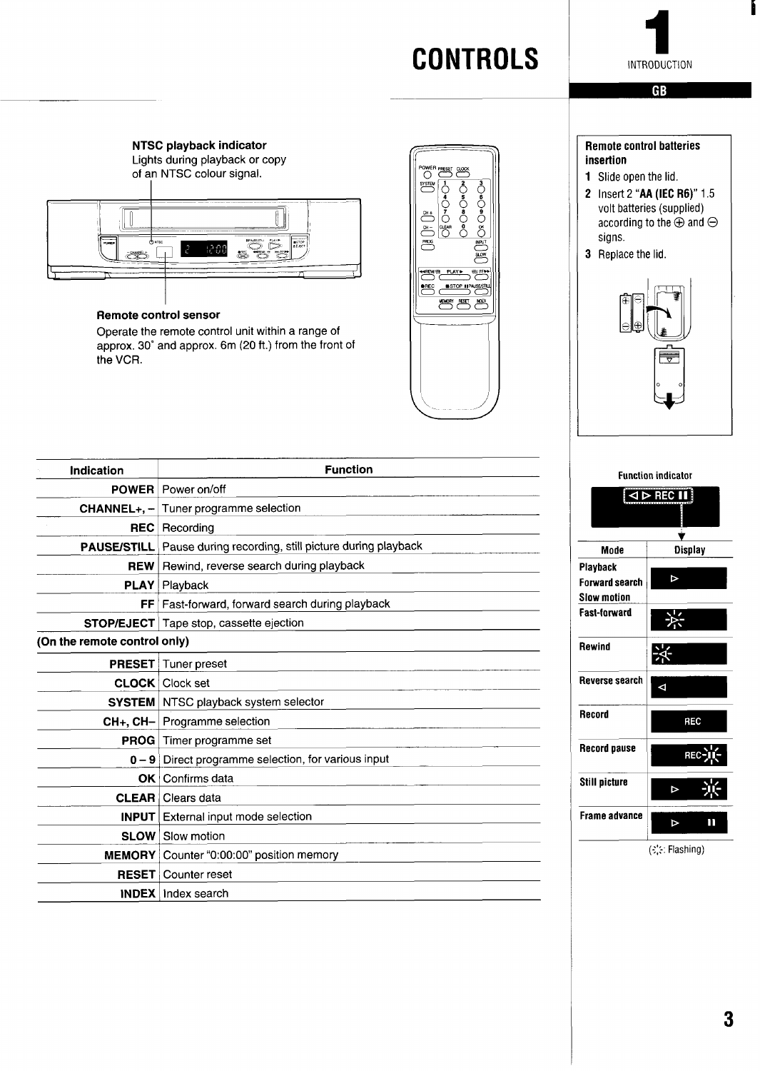# CONTROLS

1 INTRODUCTION

GB

**NTSC playback indicator**
Lights during playback or copy of an NTSC colour signal.

**Remote control sensor**
Operate the remote control unit within a range of approx. 30° and approx. 6m (20 ft.) from the front of the VCR.

| Indication | Function |
|---|---|
| POWER | Power on/off |
| CHANNEL+, – | Tuner programme selection |
| REC | Recording |
| PAUSE/STILL | Pause during recording, still picture during playback |
| REW | Rewind, reverse search during playback |
| PLAY | Playback |
| FF | Fast-forward, forward search during playback |
| STOP/EJECT | Tape stop, cassette ejection |
| **(On the remote control only)** | |
| PRESET | Tuner preset |
| CLOCK | Clock set |
| SYSTEM | NTSC playback system selector |
| CH+, CH– | Programme selection |
| PROG | Timer programme set |
| 0 – 9 | Direct programme selection, for various input |
| OK | Confirms data |
| CLEAR | Clears data |
| INPUT | External input mode selection |
| SLOW | Slow motion |
| MEMORY | Counter "0:00:00" position memory |
| RESET | Counter reset |
| INDEX | Index search |

**Remote control batteries insertion**

1. Slide open the lid.
2. Insert 2 "**AA (IEC R6)**" 1.5 volt batteries (supplied) according to the ⊕ and ⊖ signs.
3. Replace the lid.

**Function indicator**

| Mode | Display |
|---|---|
| Playback, Forward search, Slow motion | ▷ |
| Fast-forward | ▷ (flashing) |
| Rewind | ◁ (flashing) |
| Reverse search | ◁ |
| Record | REC |
| Record pause | REC II (II flashing) |
| Still picture | ▷ II (II flashing) |
| Frame advance | ▷ II |

(✳: Flashing)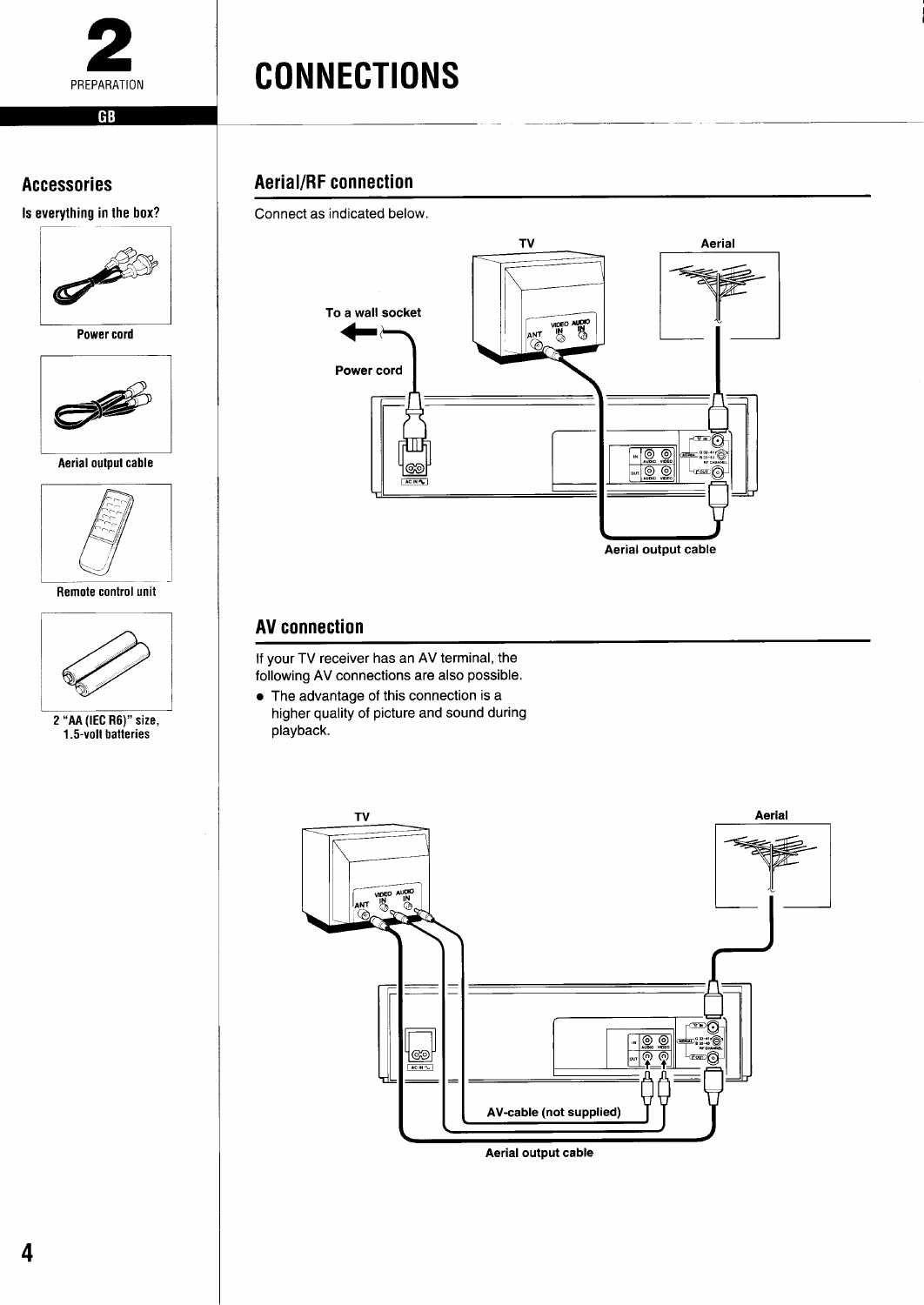# CONNECTIONS

## Accessories

**Is everything in the box?**

Power cord

Aerial output cable

Remote control unit

2 "AA (IEC R6)" size, 1.5-volt batteries

## Aerial/RF connection

Connect as indicated below.

TV

Aerial

To a wall socket

Power cord

Aerial output cable

## AV connection

If your TV receiver has an AV terminal, the following AV connections are also possible.

- The advantage of this connection is a higher quality of picture and sound during playback.

TV

Aerial

AV-cable (not supplied)

Aerial output cable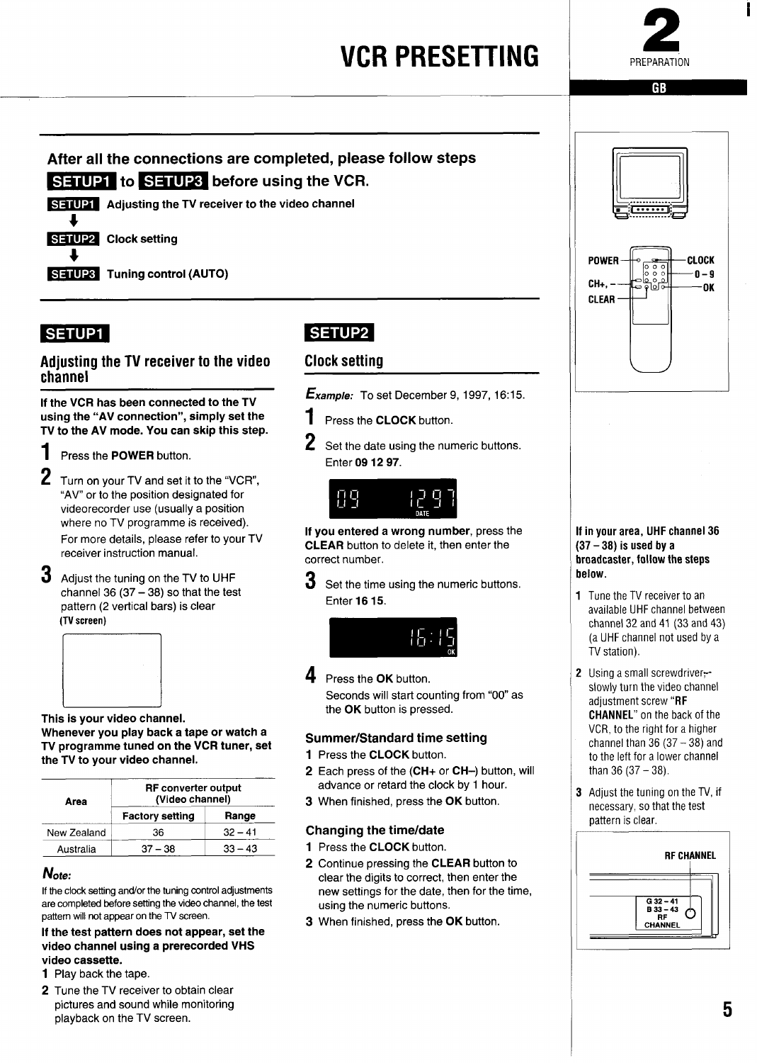# VCR PRESETTING

2 PREPARATION

GB

## After all the connections are completed, please follow steps SETUP1 to SETUP3 before using the VCR.

**SETUP1** **Adjusting the TV receiver to the video channel**

↓

**SETUP2** **Clock setting**

↓

**SETUP3** **Tuning control (AUTO)**

POWER, CH+, –, CLEAR, CLOCK, 0 – 9, OK

## SETUP1

### Adjusting the TV receiver to the video channel

**If the VCR has been connected to the TV using the "AV connection", simply set the TV to the AV mode. You can skip this step.**

1. Press the **POWER** button.
2. Turn on your TV and set it to the "VCR", "AV" or to the position designated for videorecorder use (usually a position where no TV programme is received).
   For more details, please refer to your TV receiver instruction manual.
3. Adjust the tuning on the TV to UHF channel 36 (37 – 38) so that the test pattern (2 vertical bars) is clear

**(TV screen)**

**This is your video channel.**
**Whenever you play back a tape or watch a TV programme tuned on the VCR tuner, set the TV to your video channel.**

| Area | RF converter output (Video channel) | |
|---|---|---|
| | Factory setting | Range |
| New Zealand | 36 | 32 – 41 |
| Australia | 37 – 38 | 33 – 43 |

***Note:***

If the clock setting and/or the tuning control adjustments are completed before setting the video channel, the test pattern will not appear on the TV screen.

**If the test pattern does not appear, set the video channel using a prerecorded VHS video cassette.**

1. Play back the tape.
2. Tune the TV receiver to obtain clear pictures and sound while monitoring playback on the TV screen.

**If in your area, UHF channel 36 (37 – 38) is used by a broadcaster, follow the steps below.**

1. Tune the TV receiver to an available UHF channel between channel 32 and 41 (33 and 43) (a UHF channel not used by a TV station).
2. Using a small screwdriver, slowly turn the video channel adjustment screw "**RF CHANNEL**" on the back of the VCR, to the right for a higher channel than 36 (37 – 38) and to the left for a lower channel than 36 (37 – 38).
3. Adjust the tuning on the TV, if necessary, so that the test pattern is clear.

RF CHANNEL
G 32 – 41
B 33 – 43
RF CHANNEL

## SETUP2

### Clock setting

***Example:*** To set December 9, 1997, 16:15.

1. Press the **CLOCK** button.
2. Set the date using the numeric buttons.
   Enter **09 12 97**.

09 12 97 DATE

**If you entered a wrong number**, press the **CLEAR** button to delete it, then enter the correct number.

3. Set the time using the numeric buttons.
   Enter **16 15**.

16:15 OK

4. Press the **OK** button.
   Seconds will start counting from "00" as the **OK** button is pressed.

#### Summer/Standard time setting

1. Press the **CLOCK** button.
2. Each press of the (**CH+** or **CH–**) button, will advance or retard the clock by 1 hour.
3. When finished, press the **OK** button.

#### Changing the time/date

1. Press the **CLOCK** button.
2. Continue pressing the **CLEAR** button to clear the digits to correct, then enter the new settings for the date, then for the time, using the numeric buttons.
3. When finished, press the **OK** button.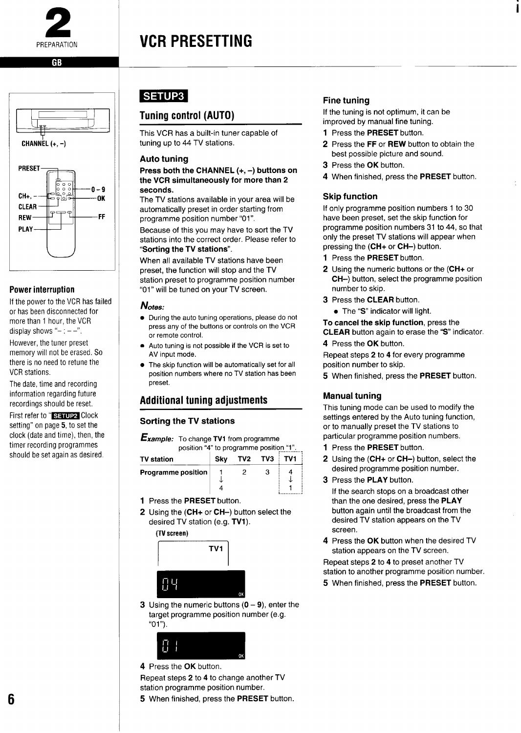# 2 PREPARATION

GB

# VCR PRESETTING

CHANNEL (+, –)

PRESET

CH+, –

CLEAR

REW

PLAY

0 – 9

OK

FF

## Power interruption

If the power to the VCR has failed or has been disconnected for more than 1 hour, the VCR display shows "– : – –".

However, the tuner preset memory will not be erased. So there is no need to retune the VCR stations.

The date, time and recording information regarding future recordings should be reset.

First refer to "SETUP2 Clock setting" on page **5**, to set the clock (date and time), then, the timer recording programmes should be set again as desired.

**SETUP3**

## Tuning control (AUTO)

This VCR has a built-in tuner capable of tuning up to 44 TV stations.

### Auto tuning

**Press both the CHANNEL (+, –) buttons on the VCR simultaneously for more than 2 seconds.**

The TV stations available in your area will be automatically preset in order starting from programme position number "01".

Because of this you may have to sort the TV stations into the correct order. Please refer to **"Sorting the TV stations"**.

When all available TV stations have been preset, the function will stop and the TV station preset to programme position number "01" will be tuned on your TV screen.

*Notes:*

- During the auto tuning operations, please do not press any of the buttons or controls on the VCR or remote control.
- Auto tuning is not possible if the VCR is set to AV input mode.
- The skip function will be automatically set for all position numbers where no TV station has been preset.

## Additional tuning adjustments

### Sorting the TV stations

*Example:* To change **TV1** from programme position "4" to programme position "1".

| TV station | Sky | TV2 | TV3 | TV1 |
|---|---|---|---|---|
| Programme position | 1 ↓ 4 | 2 | 3 | 4 ↓ 1 |

1. Press the **PRESET** button.
2. Using the (**CH+** or **CH–**) button select the desired TV station (e.g. **TV1**).

   **(TV screen)**

   TV1

   04 OK

3. Using the numeric buttons (**0** – **9**), enter the target programme position number (e.g. "01").

   01 OK

4. Press the **OK** button.

Repeat steps **2** to **4** to change another TV station programme position number.

5. When finished, press the **PRESET** button.

### Fine tuning

If the tuning is not optimum, it can be improved by manual fine tuning.

1. Press the **PRESET** button.
2. Press the **FF** or **REW** button to obtain the best possible picture and sound.
3. Press the **OK** button.
4. When finished, press the **PRESET** button.

### Skip function

If only programme position numbers 1 to 30 have been preset, set the skip function for programme position numbers 31 to 44, so that only the preset TV stations will appear when pressing the (**CH+** or **CH–**) button.

1. Press the **PRESET** button.
2. Using the numeric buttons or the (**CH+** or **CH–**) button, select the programme position number to skip.
3. Press the **CLEAR** button.
   - The "S" indicator will light.

**To cancel the skip function**, press the **CLEAR** button again to erase the **"S"** indicator.

4. Press the **OK** button.

Repeat steps **2** to **4** for every programme position number to skip.

5. When finished, press the **PRESET** button.

### Manual tuning

This tuning mode can be used to modify the settings entered by the Auto tuning function, or to manually preset the TV stations to particular programme position numbers.

1. Press the **PRESET** button.
2. Using the (**CH+** or **CH–**) button, select the desired programme position number.
3. Press the **PLAY** button.

   If the search stops on a broadcast other than the one desired, press the **PLAY** button again until the broadcast from the desired TV station appears on the TV screen.

4. Press the **OK** button when the desired TV station appears on the TV screen.

Repeat steps **2** to **4** to preset another TV station to another programme position number.

5. When finished, press the **PRESET** button.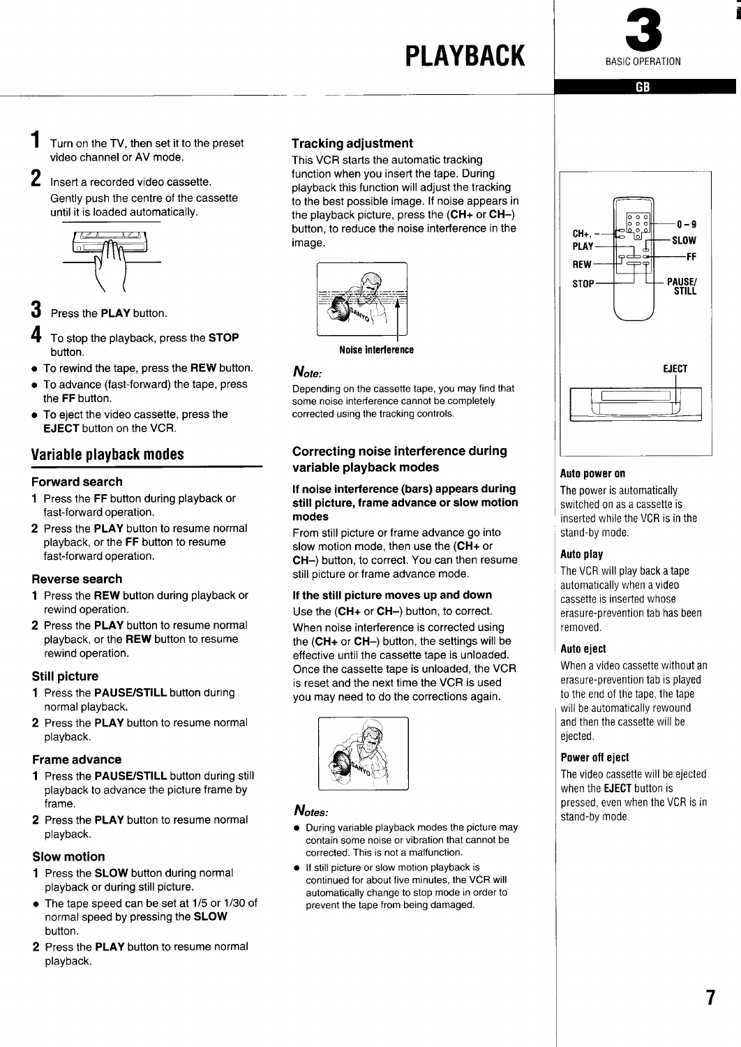# PLAYBACK

3 BASIC OPERATION

GB

1. Turn on the TV, then set it to the preset video channel or AV mode.
2. Insert a recorded video cassette.

   Gently push the centre of the cassette until it is loaded automatically.
3. Press the **PLAY** button.
4. To stop the playback, press the **STOP** button.

- To rewind the tape, press the **REW** button.
- To advance (fast-forward) the tape, press the **FF** button.
- To eject the video cassette, press the **EJECT** button on the VCR.

## Variable playback modes

### Forward search

1. Press the **FF** button during playback or fast-forward operation.
2. Press the **PLAY** button to resume normal playback, or the **FF** button to resume fast-forward operation.

### Reverse search

1. Press the **REW** button during playback or rewind operation.
2. Press the **PLAY** button to resume normal playback, or the **REW** button to resume rewind operation.

### Still picture

1. Press the **PAUSE/STILL** button during normal playback.
2. Press the **PLAY** button to resume normal playback.

### Frame advance

1. Press the **PAUSE/STILL** button during still playback to advance the picture frame by frame.
2. Press the **PLAY** button to resume normal playback.

### Slow motion

1. Press the **SLOW** button during normal playback or during still picture.

- The tape speed can be set at 1/5 or 1/30 of normal speed by pressing the **SLOW** button.

2. Press the **PLAY** button to resume normal playback.

### Tracking adjustment

This VCR starts the automatic tracking function when you insert the tape. During playback this function will adjust the tracking to the best possible image. If noise appears in the playback picture, press the (**CH+** or **CH–**) button, to reduce the noise interference in the image.

Noise interference

*Note:*

Depending on the cassette tape, you may find that some noise interference cannot be completely corrected using the tracking controls.

### Correcting noise interference during variable playback modes

**If noise interference (bars) appears during still picture, frame advance or slow motion modes**

From still picture or frame advance go into slow motion mode, then use the (**CH+** or **CH–**) button, to correct. You can then resume still picture or frame advance mode.

**If the still picture moves up and down**

Use the (**CH+** or **CH–**) button, to correct.

When noise interference is corrected using the (**CH+** or **CH–**) button, the settings will be effective until the cassette tape is unloaded. Once the cassette tape is unloaded, the VCR is reset and the next time the VCR is used you may need to do the corrections again.

*Notes:*

- During variable playback modes the picture may contain some noise or vibration that cannot be corrected. This is not a malfunction.
- If still picture or slow motion playback is continued for about five minutes, the VCR will automatically change to stop mode in order to prevent the tape from being damaged.

CH+, – | PLAY | REW | STOP | 0 – 9 | SLOW | FF | PAUSE/STILL

EJECT

**Auto power on**

The power is automatically switched on as a cassette is inserted while the VCR is in the stand-by mode.

**Auto play**

The VCR will play back a tape automatically when a video cassette is inserted whose erasure-prevention tab has been removed.

**Auto eject**

When a video cassette without an erasure-prevention tab is played to the end of the tape, the tape will be automatically rewound and then the cassette will be ejected.

**Power off eject**

The video cassette will be ejected when the **EJECT** button is pressed, even when the VCR is in stand-by mode.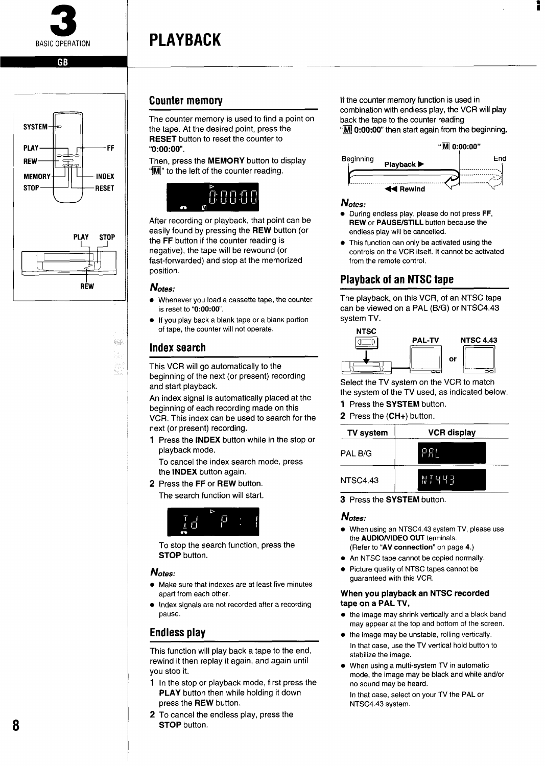# 3 BASIC OPERATION

# PLAYBACK

GB

## Counter memory

The counter memory is used to find a point on the tape. At the desired point, press the **RESET** button to reset the counter to **"0:00:00"**.

Then, press the **MEMORY** button to display "M" to the left of the counter reading.

After recording or playback, that point can be easily found by pressing the **REW** button (or the **FF** button if the counter reading is negative), the tape will be rewound (or fast-forwarded) and stop at the memorized position.

***Notes:***

- Whenever you load a cassette tape, the counter is reset to "**0:00:00**".
- If you play back a blank tape or a blank portion of tape, the counter will not operate.

## Index search

This VCR will go automatically to the beginning of the next (or present) recording and start playback.

An index signal is automatically placed at the beginning of each recording made on this VCR. This index can be used to search for the next (or present) recording.

1. Press the **INDEX** button while in the stop or playback mode.

   To cancel the index search mode, press the **INDEX** button again.
2. Press the **FF** or **REW** button.

   The search function will start.

   To stop the search function, press the **STOP** button.

***Notes:***

- Make sure that indexes are at least five minutes apart from each other.
- Index signals are not recorded after a recording pause.

## Endless play

This function will play back a tape to the end, rewind it then replay it again, and again until you stop it.

1. In the stop or playback mode, first press the **PLAY** button then while holding it down press the **REW** button.
2. To cancel the endless play, press the **STOP** button.

If the counter memory function is used in combination with endless play, the VCR will play back the tape to the counter reading "M 0:00:00" then start again from the beginning.

***Notes:***

- During endless play, please do not press **FF**, **REW** or **PAUSE/STILL** button because the endless play will be cancelled.
- This function can only be activated using the controls on the VCR itself. It cannot be activated from the remote control.

## Playback of an NTSC tape

The playback, on this VCR, of an NTSC tape can be viewed on a PAL (B/G) or NTSC4.43 system TV.

Select the TV system on the VCR to match the system of the TV used, as indicated below.

1. Press the **SYSTEM** button.
2. Press the (**CH+**) button.

| TV system | VCR display |
|---|---|
| PAL B/G | PAL |
| NTSC4.43 | NT443 |

3. Press the **SYSTEM** button.

***Notes:***

- When using an NTSC4.43 system TV, please use the **AUDIO/VIDEO OUT** terminals. (Refer to "**AV connection**" on page **4**.)
- An NTSC tape cannot be copied normally.
- Picture quality of NTSC tapes cannot be guaranteed with this VCR.

### When you playback an NTSC recorded tape on a PAL TV,

- the image may shrink vertically and a black band may appear at the top and bottom of the screen.
- the image may be unstable, rolling vertically.

  In that case, use the TV vertical hold button to stabilize the image.
- When using a multi-system TV in automatic mode, the image may be black and white and/or no sound may be heard.

  In that case, select on your TV the PAL or NTSC4.43 system.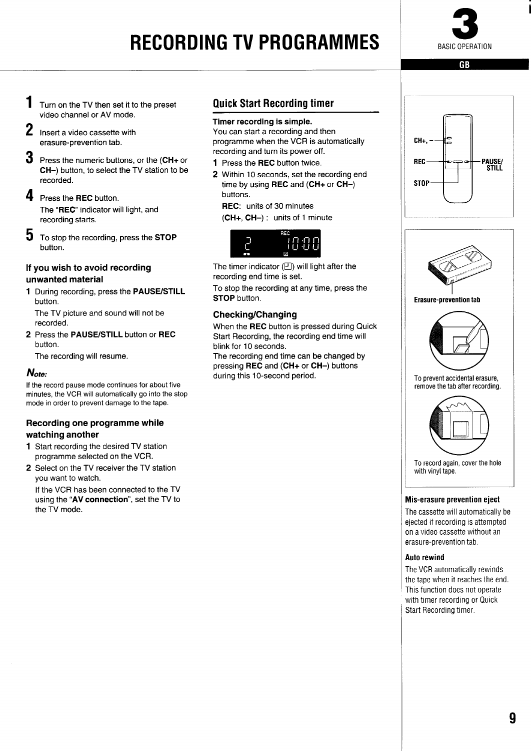# RECORDING TV PROGRAMMES

3 BASIC OPERATION

GB

1. Turn on the TV then set it to the preset video channel or AV mode.
2. Insert a video cassette with erasure-prevention tab.
3. Press the numeric buttons, or the (**CH+** or **CH–**) button, to select the TV station to be recorded.
4. Press the **REC** button.
   The "**REC**" indicator will light, and recording starts.
5. To stop the recording, press the **STOP** button.

### If you wish to avoid recording unwanted material

1. During recording, press the **PAUSE/STILL** button.
   The TV picture and sound will not be recorded.
2. Press the **PAUSE/STILL** button or **REC** button.
   The recording will resume.

***Note:***
If the record pause mode continues for about five minutes, the VCR will automatically go into the stop mode in order to prevent damage to the tape.

### Recording one programme while watching another

1. Start recording the desired TV station programme selected on the VCR.
2. Select on the TV receiver the TV station you want to watch.
   If the VCR has been connected to the TV using the "**AV connection**", set the TV to the TV mode.

## Quick Start Recording timer

**Timer recording is simple.**
You can start a recording and then programme when the VCR is automatically recording and turn its power off.

1. Press the **REC** button twice.
2. Within 10 seconds, set the recording end time by using **REC** and (**CH+** or **CH–**) buttons.
   **REC**: units of 30 minutes
   (**CH+**, **CH–**) : units of 1 minute

The timer indicator (⏲) will light after the recording end time is set.

To stop the recording at any time, press the **STOP** button.

### Checking/Changing

When the **REC** button is pressed during Quick Start Recording, the recording end time will blink for 10 seconds.
The recording end time can be changed by pressing **REC** and (**CH+** or **CH–**) buttons during this 10-second period.

CH+, –
REC
STOP
PAUSE/STILL

Erasure-prevention tab

To prevent accidental erasure, remove the tab after recording.

To record again, cover the hole with vinyl tape.

### Mis-erasure prevention eject

The cassette will automatically be ejected if recording is attempted on a video cassette without an erasure-prevention tab.

### Auto rewind

The VCR automatically rewinds the tape when it reaches the end. This function does not operate with timer recording or Quick Start Recording timer.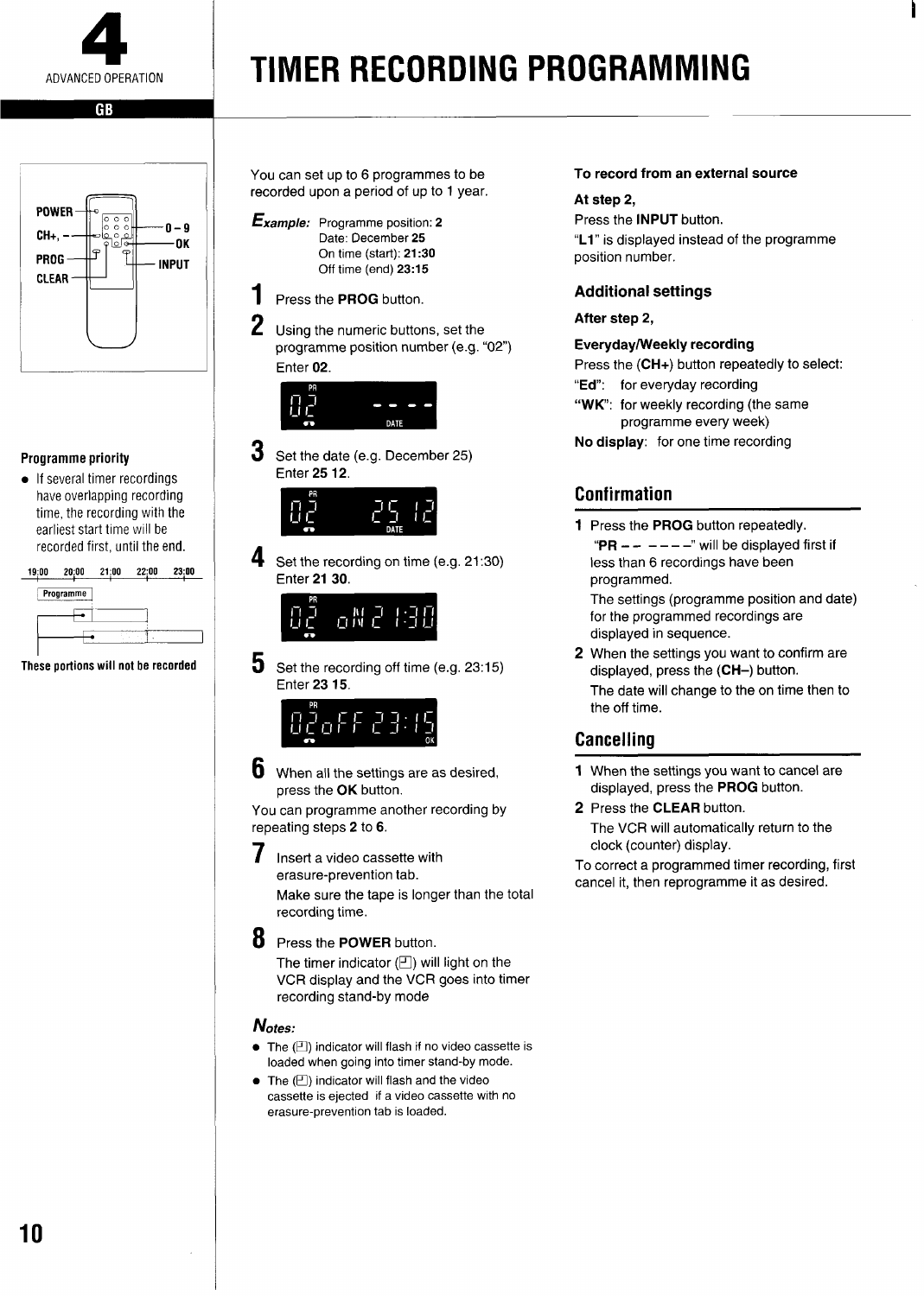4 ADVANCED OPERATION

# TIMER RECORDING PROGRAMMING

GB

POWER, CH+, –, PROG, CLEAR, 0 – 9, OK, INPUT

### Programme priority

- If several timer recordings have overlapping recording time, the recording with the earliest start time will be recorded first, until the end.

19:00 20:00 21:00 22:00 23:00

Programme

**These portions will not be recorded**

You can set up to 6 programmes to be recorded upon a period of up to 1 year.

*Example:* Programme position: **2**
Date: December **25**
On time (start): **21:30**
Off time (end) **23:15**

**1** Press the **PROG** button.

**2** Using the numeric buttons, set the programme position number (e.g. "02")
Enter **02**.

PR 02 - - - - DATE

**3** Set the date (e.g. December 25)
Enter **25 12**.

PR 02 25 12 DATE

**4** Set the recording on time (e.g. 21:30)
Enter **21 30**.

PR 02 oN 21:30

**5** Set the recording off time (e.g. 23:15)
Enter **23 15**.

PR 02oFF 23:15 OK

**6** When all the settings are as desired, press the **OK** button.

You can programme another recording by repeating steps **2** to **6**.

**7** Insert a video cassette with erasure-prevention tab.
Make sure the tape is longer than the total recording time.

**8** Press the **POWER** button.
The timer indicator (⏲) will light on the VCR display and the VCR goes into timer recording stand-by mode

*Notes:*

- The (⏲) indicator will flash if no video cassette is loaded when going into timer stand-by mode.
- The (⏲) indicator will flash and the video cassette is ejected if a video cassette with no erasure-prevention tab is loaded.

**To record from an external source**

**At step 2,**

Press the **INPUT** button.
"**L1**" is displayed instead of the programme position number.

### Additional settings

**After step 2,**

**Everyday/Weekly recording**

Press the (**CH+**) button repeatedly to select:

"**Ed**": for everyday recording
"**WK**": for weekly recording (the same programme every week)
**No display**: for one time recording

## Confirmation

1. Press the **PROG** button repeatedly.
   "**PR – – – – – –**" will be displayed first if less than 6 recordings have been programmed.
   The settings (programme position and date) for the programmed recordings are displayed in sequence.
2. When the settings you want to confirm are displayed, press the (**CH–**) button.
   The date will change to the on time then to the off time.

## Cancelling

1. When the settings you want to cancel are displayed, press the **PROG** button.
2. Press the **CLEAR** button.
   The VCR will automatically return to the clock (counter) display.

To correct a programmed timer recording, first cancel it, then reprogramme it as desired.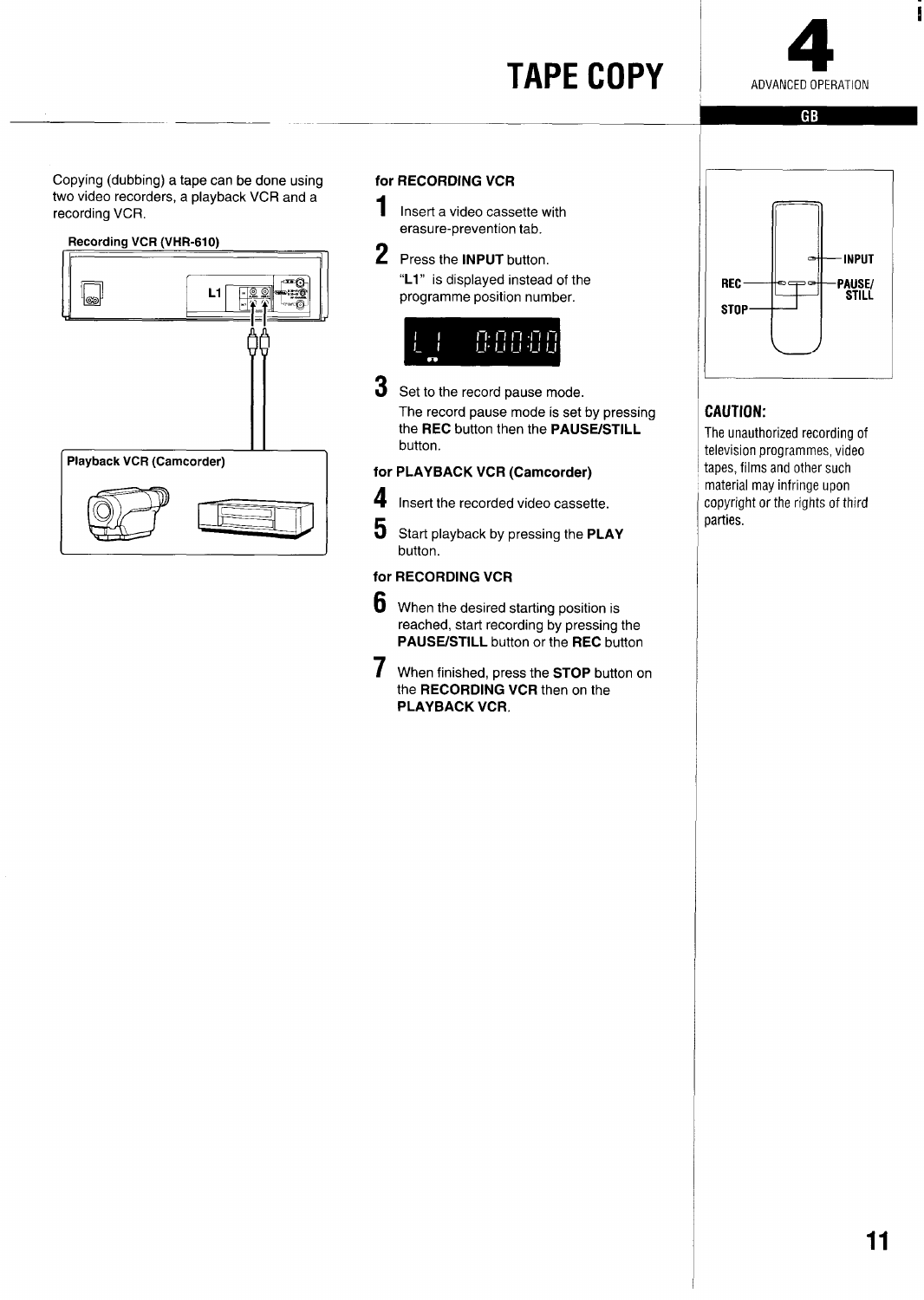# TAPE COPY

## 4 ADVANCED OPERATION

GB

Copying (dubbing) a tape can be done using two video recorders, a playback VCR and a recording VCR.

Recording VCR (VHR-610)

L1

Playback VCR (Camcorder)

### for RECORDING VCR

1. Insert a video cassette with erasure-prevention tab.
2. Press the **INPUT** button.
   "**L1**" is displayed instead of the programme position number.

   L1 0:00:00

3. Set to the record pause mode.
   The record pause mode is set by pressing the **REC** button then the **PAUSE/STILL** button.

### for PLAYBACK VCR (Camcorder)

4. Insert the recorded video cassette.
5. Start playback by pressing the **PLAY** button.

### for RECORDING VCR

6. When the desired starting position is reached, start recording by pressing the **PAUSE/STILL** button or the **REC** button
7. When finished, press the **STOP** button on the **RECORDING VCR** then on the **PLAYBACK VCR**.

INPUT
REC
PAUSE/STILL
STOP

**CAUTION:**

The unauthorized recording of television programmes, video tapes, films and other such material may infringe upon copyright or the rights of third parties.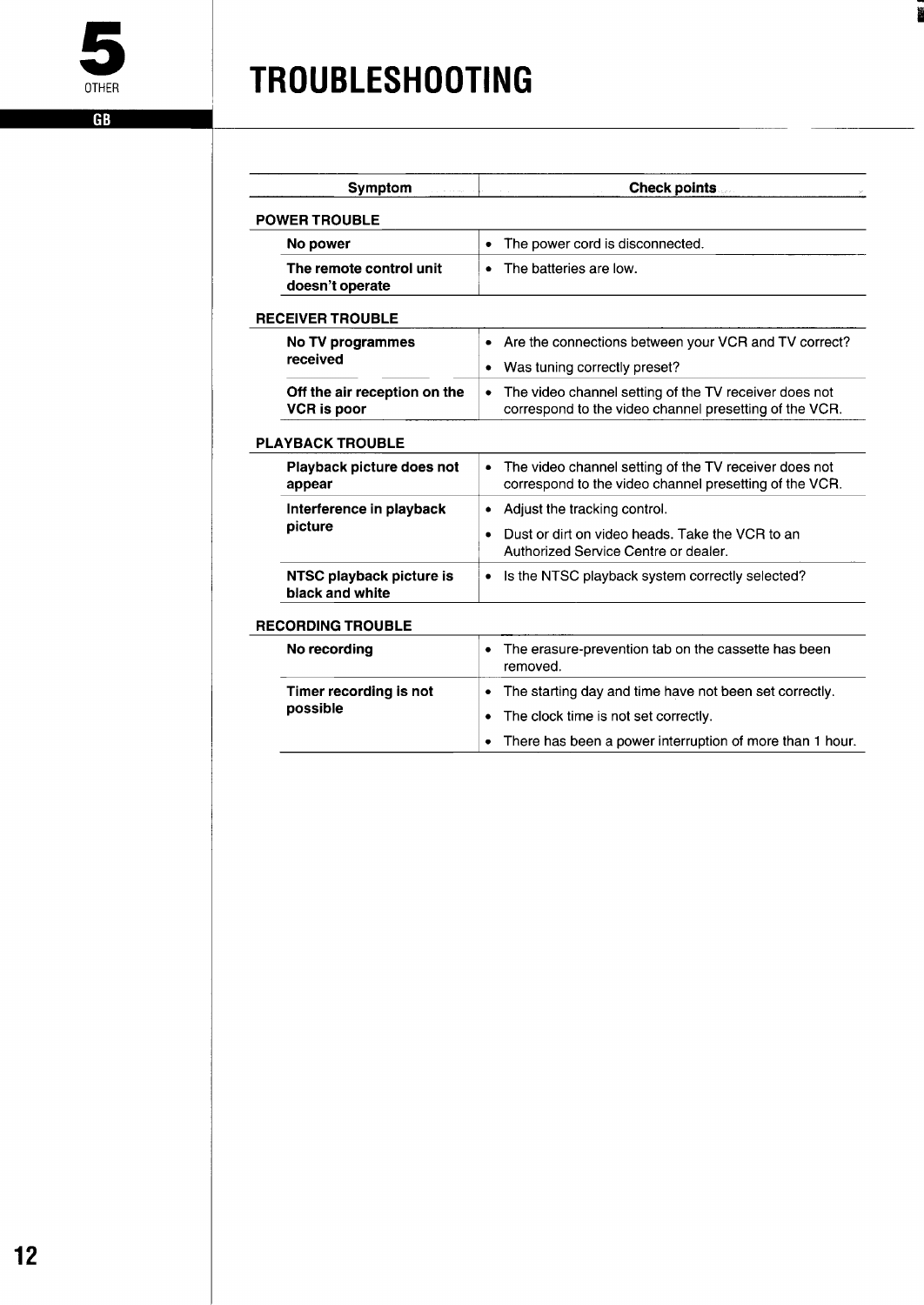# TROUBLESHOOTING

| Symptom | Check points |
|---|---|
| **POWER TROUBLE** | |
| **No power** | • The power cord is disconnected. |
| **The remote control unit doesn't operate** | • The batteries are low. |
| **RECEIVER TROUBLE** | |
| **No TV programmes received** | • Are the connections between your VCR and TV correct?<br>• Was tuning correctly preset? |
| **Off the air reception on the VCR is poor** | • The video channel setting of the TV receiver does not correspond to the video channel presetting of the VCR. |
| **PLAYBACK TROUBLE** | |
| **Playback picture does not appear** | • The video channel setting of the TV receiver does not correspond to the video channel presetting of the VCR. |
| **Interference in playback picture** | • Adjust the tracking control.<br>• Dust or dirt on video heads. Take the VCR to an Authorized Service Centre or dealer. |
| **NTSC playback picture is black and white** | • Is the NTSC playback system correctly selected? |
| **RECORDING TROUBLE** | |
| **No recording** | • The erasure-prevention tab on the cassette has been removed. |
| **Timer recording is not possible** | • The starting day and time have not been set correctly.<br>• The clock time is not set correctly.<br>• There has been a power interruption of more than 1 hour. |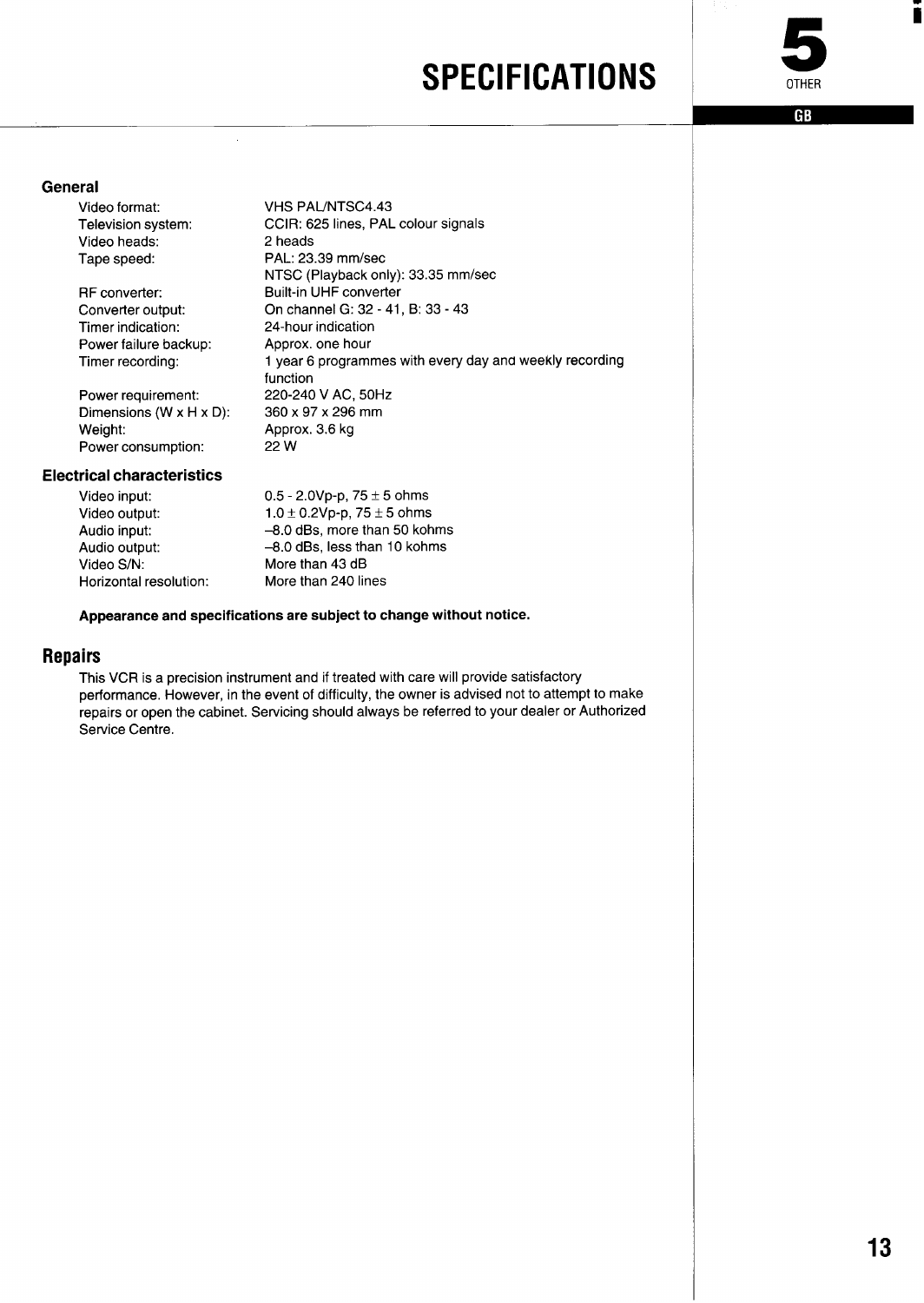# SPECIFICATIONS

### General

| | |
|---|---|
| Video format: | VHS PAL/NTSC4.43 |
| Television system: | CCIR: 625 lines, PAL colour signals |
| Video heads: | 2 heads |
| Tape speed: | PAL: 23.39 mm/sec<br>NTSC (Playback only): 33.35 mm/sec |
| RF converter: | Built-in UHF converter |
| Converter output: | On channel G: 32 - 41, B: 33 - 43 |
| Timer indication: | 24-hour indication |
| Power failure backup: | Approx. one hour |
| Timer recording: | 1 year 6 programmes with every day and weekly recording function |
| Power requirement: | 220-240 V AC, 50Hz |
| Dimensions (W x H x D): | 360 x 97 x 296 mm |
| Weight: | Approx. 3.6 kg |
| Power consumption: | 22 W |

### Electrical characteristics

| | |
|---|---|
| Video input: | 0.5 - 2.0Vp-p, 75 ± 5 ohms |
| Video output: | 1.0 ± 0.2Vp-p, 75 ± 5 ohms |
| Audio input: | –8.0 dBs, more than 50 kohms |
| Audio output: | –8.0 dBs, less than 10 kohms |
| Video S/N: | More than 43 dB |
| Horizontal resolution: | More than 240 lines |

**Appearance and specifications are subject to change without notice.**

## Repairs

This VCR is a precision instrument and if treated with care will provide satisfactory performance. However, in the event of difficulty, the owner is advised not to attempt to make repairs or open the cabinet. Servicing should always be referred to your dealer or Authorized Service Centre.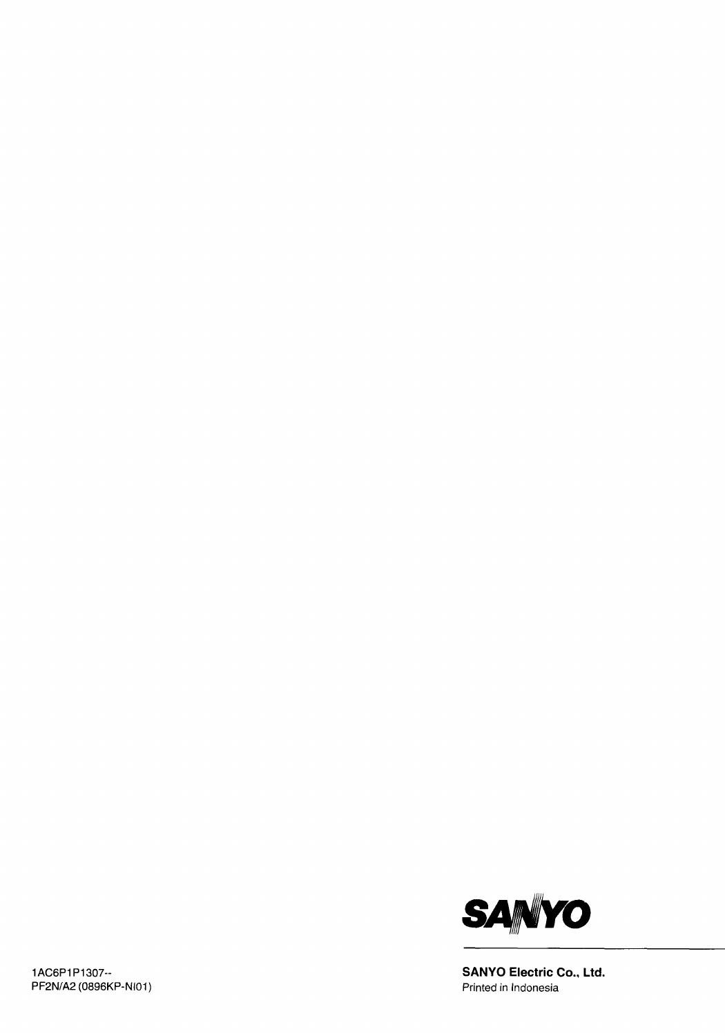SANYO

1AC6P1P1307--
PF2N/A2 (0896KP-NI01)

**SANYO Electric Co., Ltd.**
Printed in Indonesia